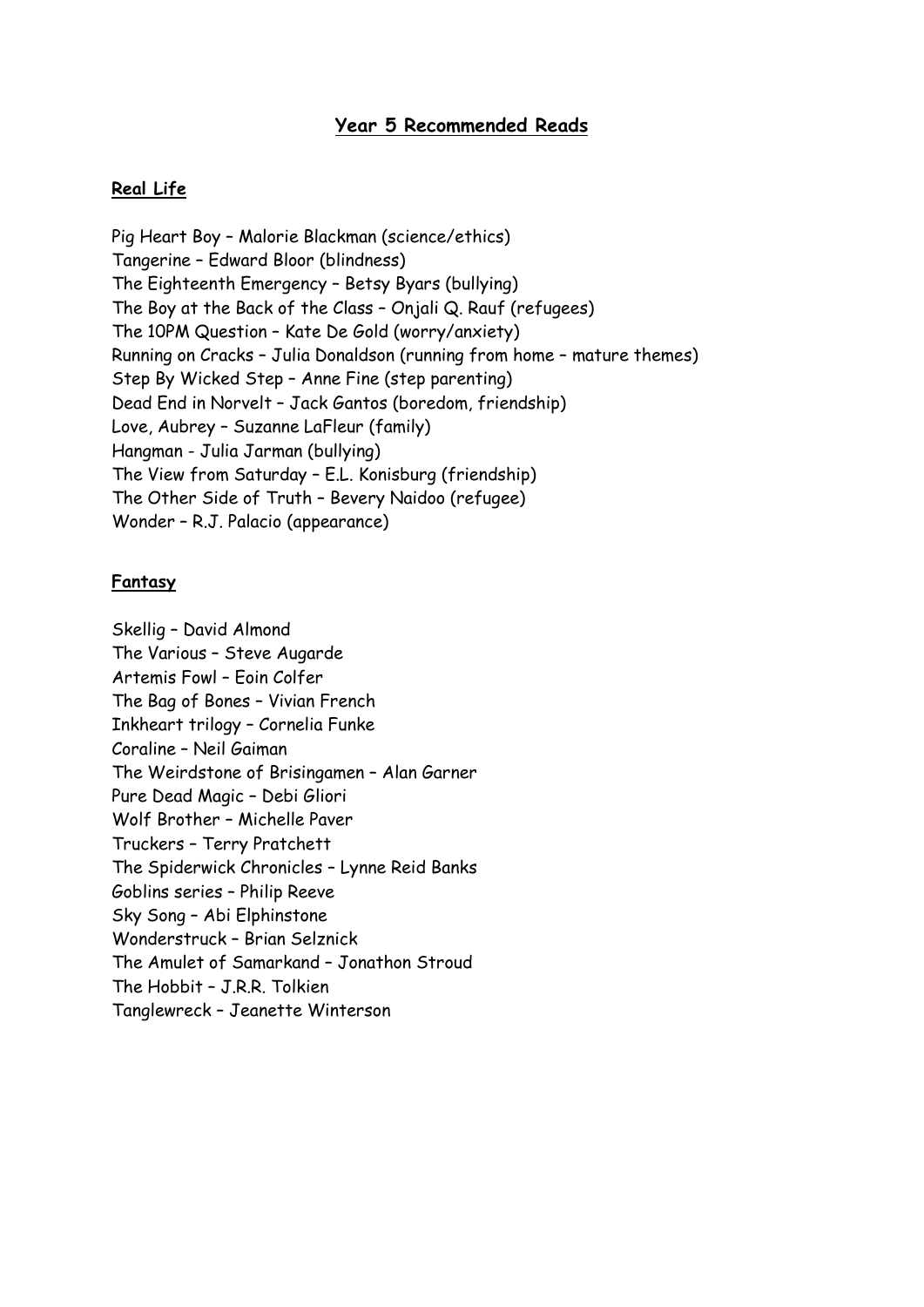# Year 5 Recommended Reads

## Real Life

Pig Heart Boy – Malorie Blackman (science/ethics)
Tangerine – Edward Bloor (blindness)
The Eighteenth Emergency – Betsy Byars (bullying)
The Boy at the Back of the Class – Onjali Q. Rauf (refugees)
The 10PM Question – Kate De Gold (worry/anxiety)
Running on Cracks – Julia Donaldson (running from home – mature themes)
Step By Wicked Step – Anne Fine (step parenting)
Dead End in Norvelt – Jack Gantos (boredom, friendship)
Love, Aubrey – Suzanne LaFleur (family)
Hangman - Julia Jarman (bullying)
The View from Saturday – E.L. Konisburg (friendship)
The Other Side of Truth – Bevery Naidoo (refugee)
Wonder – R.J. Palacio (appearance)

## Fantasy

Skellig – David Almond
The Various – Steve Augarde
Artemis Fowl – Eoin Colfer
The Bag of Bones – Vivian French
Inkheart trilogy – Cornelia Funke
Coraline – Neil Gaiman
The Weirdstone of Brisingamen – Alan Garner
Pure Dead Magic – Debi Gliori
Wolf Brother – Michelle Paver
Truckers – Terry Pratchett
The Spiderwick Chronicles – Lynne Reid Banks
Goblins series – Philip Reeve
Sky Song – Abi Elphinstone
Wonderstruck – Brian Selznick
The Amulet of Samarkand – Jonathon Stroud
The Hobbit – J.R.R. Tolkien
Tanglewreck – Jeanette Winterson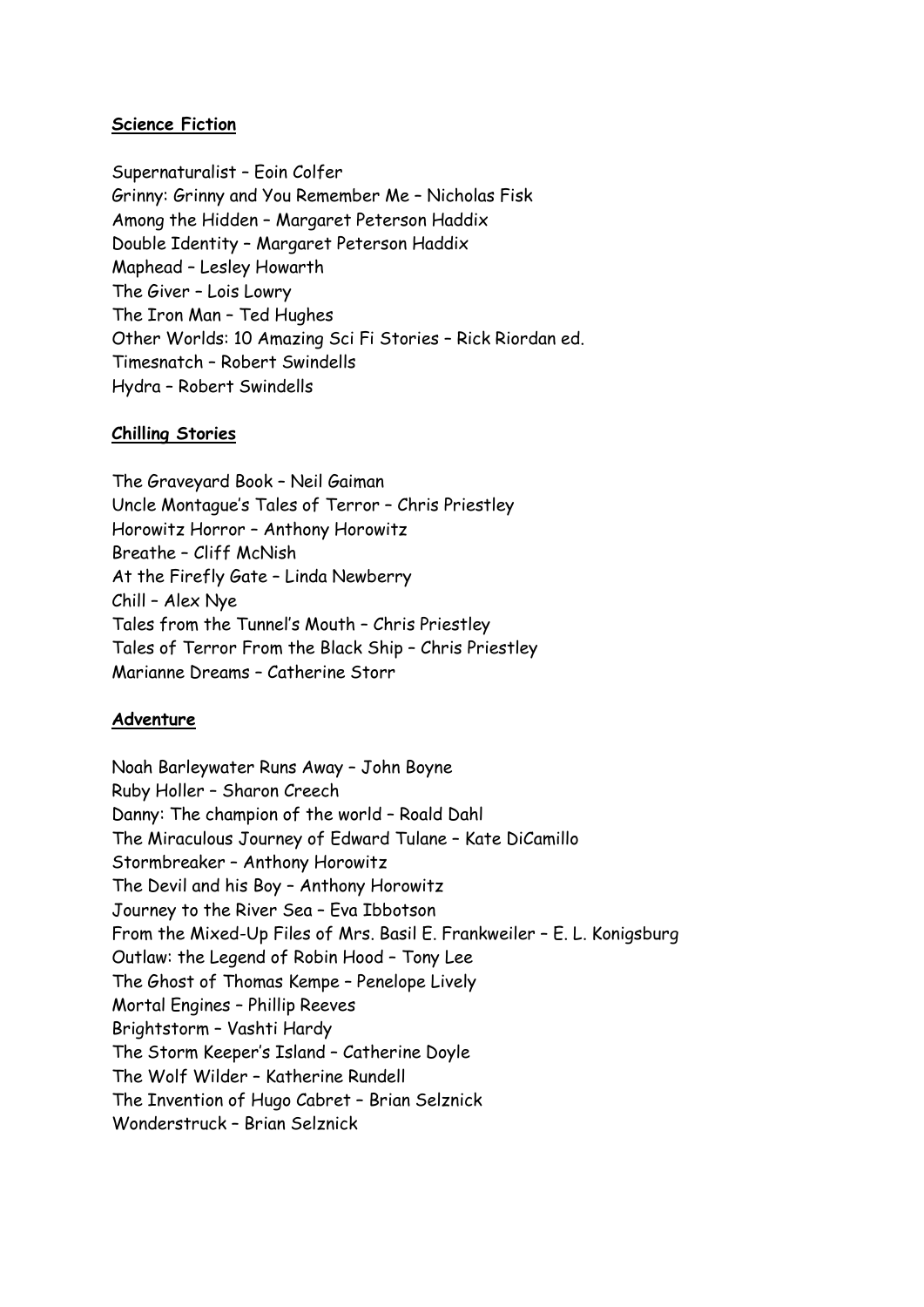**Science Fiction**

Supernaturalist – Eoin Colfer
Grinny: Grinny and You Remember Me – Nicholas Fisk
Among the Hidden – Margaret Peterson Haddix
Double Identity – Margaret Peterson Haddix
Maphead – Lesley Howarth
The Giver – Lois Lowry
The Iron Man – Ted Hughes
Other Worlds: 10 Amazing Sci Fi Stories – Rick Riordan ed.
Timesnatch – Robert Swindells
Hydra – Robert Swindells

**Chilling Stories**

The Graveyard Book – Neil Gaiman
Uncle Montague's Tales of Terror – Chris Priestley
Horowitz Horror – Anthony Horowitz
Breathe – Cliff McNish
At the Firefly Gate – Linda Newberry
Chill – Alex Nye
Tales from the Tunnel's Mouth – Chris Priestley
Tales of Terror From the Black Ship – Chris Priestley
Marianne Dreams – Catherine Storr

**Adventure**

Noah Barleywater Runs Away – John Boyne
Ruby Holler – Sharon Creech
Danny: The champion of the world – Roald Dahl
The Miraculous Journey of Edward Tulane – Kate DiCamillo
Stormbreaker – Anthony Horowitz
The Devil and his Boy – Anthony Horowitz
Journey to the River Sea – Eva Ibbotson
From the Mixed-Up Files of Mrs. Basil E. Frankweiler – E. L. Konigsburg
Outlaw: the Legend of Robin Hood – Tony Lee
The Ghost of Thomas Kempe – Penelope Lively
Mortal Engines – Phillip Reeves
Brightstorm – Vashti Hardy
The Storm Keeper's Island – Catherine Doyle
The Wolf Wilder – Katherine Rundell
The Invention of Hugo Cabret – Brian Selznick
Wonderstruck – Brian Selznick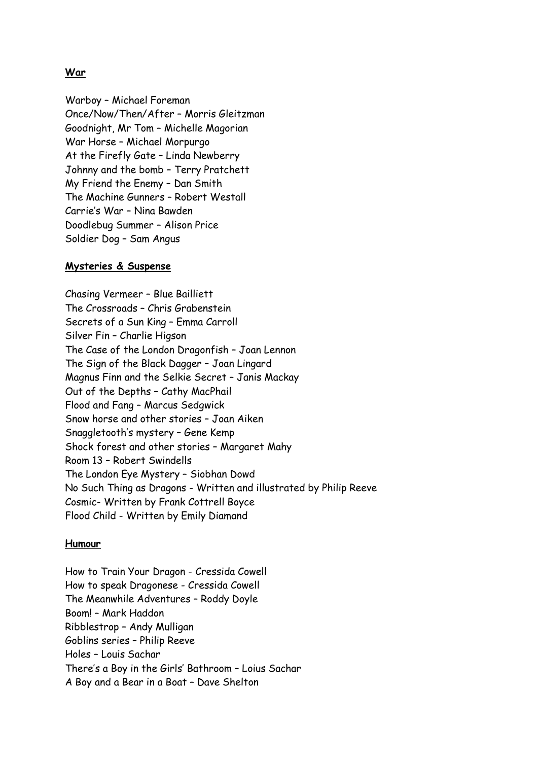**War**

Warboy – Michael Foreman
Once/Now/Then/After – Morris Gleitzman
Goodnight, Mr Tom – Michelle Magorian
War Horse – Michael Morpurgo
At the Firefly Gate – Linda Newberry
Johnny and the bomb – Terry Pratchett
My Friend the Enemy – Dan Smith
The Machine Gunners – Robert Westall
Carrie's War – Nina Bawden
Doodlebug Summer – Alison Price
Soldier Dog – Sam Angus

**Mysteries & Suspense**

Chasing Vermeer – Blue Bailliett
The Crossroads – Chris Grabenstein
Secrets of a Sun King – Emma Carroll
Silver Fin – Charlie Higson
The Case of the London Dragonfish – Joan Lennon
The Sign of the Black Dagger – Joan Lingard
Magnus Finn and the Selkie Secret – Janis Mackay
Out of the Depths – Cathy MacPhail
Flood and Fang – Marcus Sedgwick
Snow horse and other stories – Joan Aiken
Snaggletooth's mystery – Gene Kemp
Shock forest and other stories – Margaret Mahy
Room 13 – Robert Swindells
The London Eye Mystery – Siobhan Dowd
No Such Thing as Dragons - Written and illustrated by Philip Reeve
Cosmic- Written by Frank Cottrell Boyce
Flood Child - Written by Emily Diamand

**Humour**

How to Train Your Dragon - Cressida Cowell
How to speak Dragonese - Cressida Cowell
The Meanwhile Adventures – Roddy Doyle
Boom! – Mark Haddon
Ribblestrop – Andy Mulligan
Goblins series – Philip Reeve
Holes – Louis Sachar
There's a Boy in the Girls' Bathroom – Loius Sachar
A Boy and a Bear in a Boat – Dave Shelton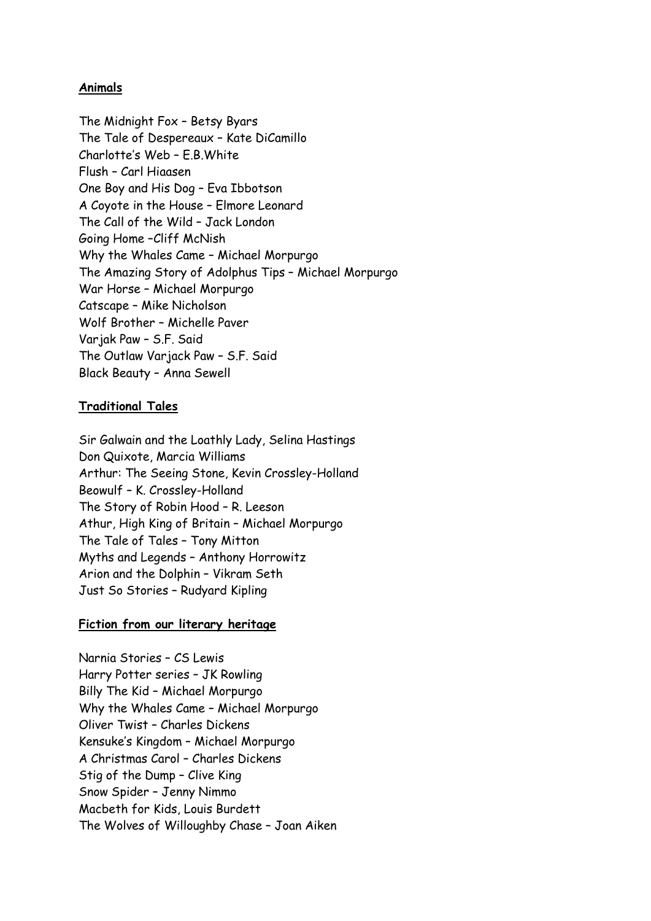**Animals**

The Midnight Fox – Betsy Byars
The Tale of Despereaux – Kate DiCamillo
Charlotte's Web – E.B.White
Flush – Carl Hiaasen
One Boy and His Dog – Eva Ibbotson
A Coyote in the House – Elmore Leonard
The Call of the Wild – Jack London
Going Home –Cliff McNish
Why the Whales Came – Michael Morpurgo
The Amazing Story of Adolphus Tips – Michael Morpurgo
War Horse – Michael Morpurgo
Catscape – Mike Nicholson
Wolf Brother – Michelle Paver
Varjak Paw – S.F. Said
The Outlaw Varjack Paw – S.F. Said
Black Beauty – Anna Sewell

**Traditional Tales**

Sir Galwain and the Loathly Lady, Selina Hastings
Don Quixote, Marcia Williams
Arthur: The Seeing Stone, Kevin Crossley-Holland
Beowulf – K. Crossley-Holland
The Story of Robin Hood – R. Leeson
Athur, High King of Britain – Michael Morpurgo
The Tale of Tales – Tony Mitton
Myths and Legends – Anthony Horrowitz
Arion and the Dolphin – Vikram Seth
Just So Stories – Rudyard Kipling

**Fiction from our literary heritage**

Narnia Stories – CS Lewis
Harry Potter series – JK Rowling
Billy The Kid – Michael Morpurgo
Why the Whales Came – Michael Morpurgo
Oliver Twist – Charles Dickens
Kensuke's Kingdom – Michael Morpurgo
A Christmas Carol – Charles Dickens
Stig of the Dump – Clive King
Snow Spider – Jenny Nimmo
Macbeth for Kids, Louis Burdett
The Wolves of Willoughby Chase – Joan Aiken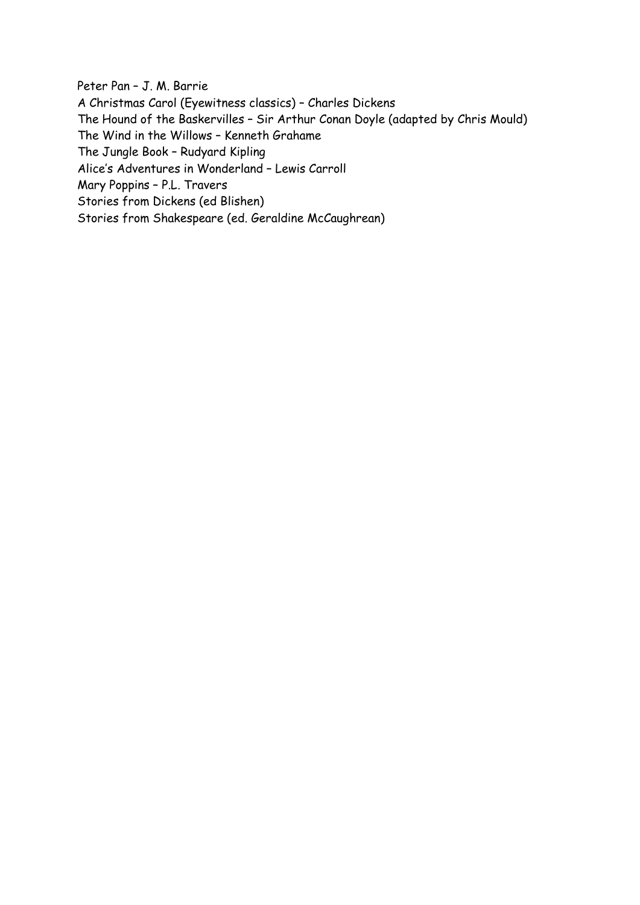Peter Pan – J. M. Barrie
A Christmas Carol (Eyewitness classics) – Charles Dickens
The Hound of the Baskervilles – Sir Arthur Conan Doyle (adapted by Chris Mould)
The Wind in the Willows – Kenneth Grahame
The Jungle Book – Rudyard Kipling
Alice's Adventures in Wonderland – Lewis Carroll
Mary Poppins – P.L. Travers
Stories from Dickens (ed Blishen)
Stories from Shakespeare (ed. Geraldine McCaughrean)